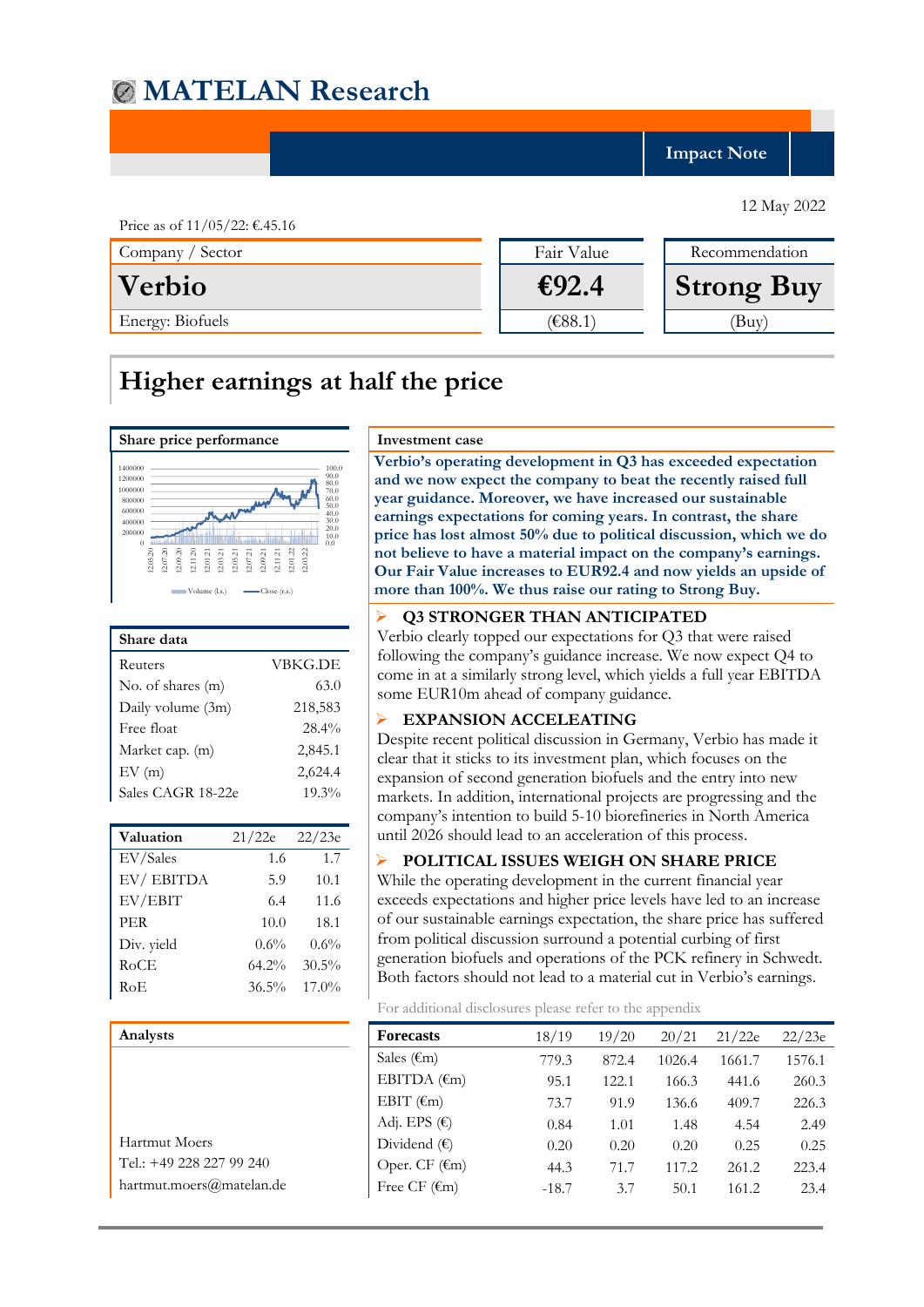# MATELAN Research

**Impact Note**

12 May 2022

Price as of 11/05/22: €45.16

| Company / Sector | Fair Value | Recommendation |
|---|---|---|
| **Verbio** | **€92.4** | **Strong Buy** |
| Energy: Biofuels | (€88.1) | (Buy) |

## Higher earnings at half the price

### Share price performance

Volume (l.s.) — Close (r.s.)

### Share data

| | |
|---|---|
| Reuters | VBKG.DE |
| No. of shares (m) | 63.0 |
| Daily volume (3m) | 218,583 |
| Free float | 28.4% |
| Market cap. (m) | 2,845.1 |
| EV (m) | 2,624.4 |
| Sales CAGR 18-22e | 19.3% |

| Valuation | 21/22e | 22/23e |
|---|---|---|
| EV/Sales | 1.6 | 1.7 |
| EV/ EBITDA | 5.9 | 10.1 |
| EV/EBIT | 6.4 | 11.6 |
| PER | 10.0 | 18.1 |
| Div. yield | 0.6% | 0.6% |
| RoCE | 64.2% | 30.5% |
| RoE | 36.5% | 17.0% |

### Analysts

Hartmut Moers
Tel.: +49 228 227 99 240
hartmut.moers@matelan.de

### Investment case

**Verbio's operating development in Q3 has exceeded expectation and we now expect the company to beat the recently raised full year guidance. Moreover, we have increased our sustainable earnings expectations for coming years. In contrast, the share price has lost almost 50% due to political discussion, which we do not believe to have a material impact on the company's earnings. Our Fair Value increases to EUR92.4 and now yields an upside of more than 100%. We thus raise our rating to Strong Buy.**

**Q3 STRONGER THAN ANTICIPATED**

Verbio clearly topped our expectations for Q3 that were raised following the company's guidance increase. We now expect Q4 to come in at a similarly strong level, which yields a full year EBITDA some EUR10m ahead of company guidance.

**EXPANSION ACCELEATING**

Despite recent political discussion in Germany, Verbio has made it clear that it sticks to its investment plan, which focuses on the expansion of second generation biofuels and the entry into new markets. In addition, international projects are progressing and the company's intention to build 5-10 biorefineries in North America until 2026 should lead to an acceleration of this process.

**POLITICAL ISSUES WEIGH ON SHARE PRICE**

While the operating development in the current financial year exceeds expectations and higher price levels have led to an increase of our sustainable earnings expectation, the share price has suffered from political discussion surround a potential curbing of first generation biofuels and operations of the PCK refinery in Schwedt. Both factors should not lead to a material cut in Verbio's earnings.

For additional disclosures please refer to the appendix

| Forecasts | 18/19 | 19/20 | 20/21 | 21/22e | 22/23e |
|---|---|---|---|---|---|
| Sales (€m) | 779.3 | 872.4 | 1026.4 | 1661.7 | 1576.1 |
| EBITDA (€m) | 95.1 | 122.1 | 166.3 | 441.6 | 260.3 |
| EBIT (€m) | 73.7 | 91.9 | 136.6 | 409.7 | 226.3 |
| Adj. EPS (€) | 0.84 | 1.01 | 1.48 | 4.54 | 2.49 |
| Dividend (€) | 0.20 | 0.20 | 0.20 | 0.25 | 0.25 |
| Oper. CF (€m) | 44.3 | 71.7 | 117.2 | 261.2 | 223.4 |
| Free CF (€m) | -18.7 | 3.7 | 50.1 | 161.2 | 23.4 |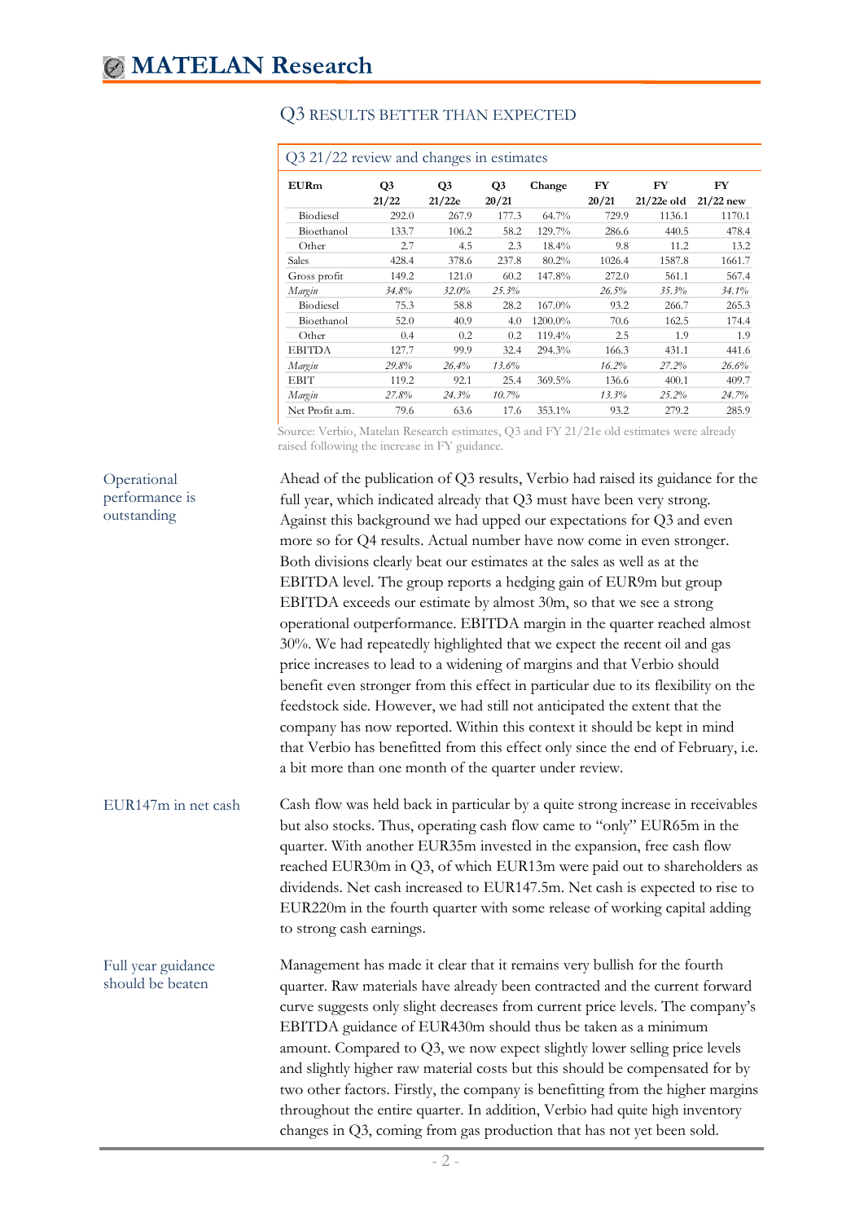## Q3 RESULTS BETTER THAN EXPECTED

Q3 21/22 review and changes in estimates

| EURm | Q3 21/22 | Q3 21/22e | Q3 20/21 | Change | FY 20/21 | FY 21/22e old | FY 21/22 new |
|---|---|---|---|---|---|---|---|
| Biodiesel | 292.0 | 267.9 | 177.3 | 64.7% | 729.9 | 1136.1 | 1170.1 |
| Bioethanol | 133.7 | 106.2 | 58.2 | 129.7% | 286.6 | 440.5 | 478.4 |
| Other | 2.7 | 4.5 | 2.3 | 18.4% | 9.8 | 11.2 | 13.2 |
| Sales | 428.4 | 378.6 | 237.8 | 80.2% | 1026.4 | 1587.8 | 1661.7 |
| Gross profit | 149.2 | 121.0 | 60.2 | 147.8% | 272.0 | 561.1 | 567.4 |
| *Margin* | *34.8%* | *32.0%* | *25.3%* | | *26.5%* | *35.3%* | *34.1%* |
| Biodiesel | 75.3 | 58.8 | 28.2 | 167.0% | 93.2 | 266.7 | 265.3 |
| Bioethanol | 52.0 | 40.9 | 4.0 | 1200.0% | 70.6 | 162.5 | 174.4 |
| Other | 0.4 | 0.2 | 0.2 | 119.4% | 2.5 | 1.9 | 1.9 |
| EBITDA | 127.7 | 99.9 | 32.4 | 294.3% | 166.3 | 431.1 | 441.6 |
| *Margin* | *29.8%* | *26.4%* | *13.6%* | | *16.2%* | *27.2%* | *26.6%* |
| EBIT | 119.2 | 92.1 | 25.4 | 369.5% | 136.6 | 400.1 | 409.7 |
| *Margin* | *27.8%* | *24.3%* | *10.7%* | | *13.3%* | *25.2%* | *24.7%* |
| Net Profit a.m. | 79.6 | 63.6 | 17.6 | 353.1% | 93.2 | 279.2 | 285.9 |

Source: Verbio, Matelan Research estimates, Q3 and FY 21/21e old estimates were already raised following the increase in FY guidance.

**Operational performance is outstanding**

Ahead of the publication of Q3 results, Verbio had raised its guidance for the full year, which indicated already that Q3 must have been very strong. Against this background we had upped our expectations for Q3 and even more so for Q4 results. Actual number have now come in even stronger. Both divisions clearly beat our estimates at the sales as well as at the EBITDA level. The group reports a hedging gain of EUR9m but group EBITDA exceeds our estimate by almost 30m, so that we see a strong operational outperformance. EBITDA margin in the quarter reached almost 30%. We had repeatedly highlighted that we expect the recent oil and gas price increases to lead to a widening of margins and that Verbio should benefit even stronger from this effect in particular due to its flexibility on the feedstock side. However, we had still not anticipated the extent that the company has now reported. Within this context it should be kept in mind that Verbio has benefitted from this effect only since the end of February, i.e. a bit more than one month of the quarter under review.

**EUR147m in net cash**

Cash flow was held back in particular by a quite strong increase in receivables but also stocks. Thus, operating cash flow came to "only" EUR65m in the quarter. With another EUR35m invested in the expansion, free cash flow reached EUR30m in Q3, of which EUR13m were paid out to shareholders as dividends. Net cash increased to EUR147.5m. Net cash is expected to rise to EUR220m in the fourth quarter with some release of working capital adding to strong cash earnings.

**Full year guidance should be beaten**

Management has made it clear that it remains very bullish for the fourth quarter. Raw materials have already been contracted and the current forward curve suggests only slight decreases from current price levels. The company's EBITDA guidance of EUR430m should thus be taken as a minimum amount. Compared to Q3, we now expect slightly lower selling price levels and slightly higher raw material costs but this should be compensated for by two other factors. Firstly, the company is benefitting from the higher margins throughout the entire quarter. In addition, Verbio had quite high inventory changes in Q3, coming from gas production that has not yet been sold.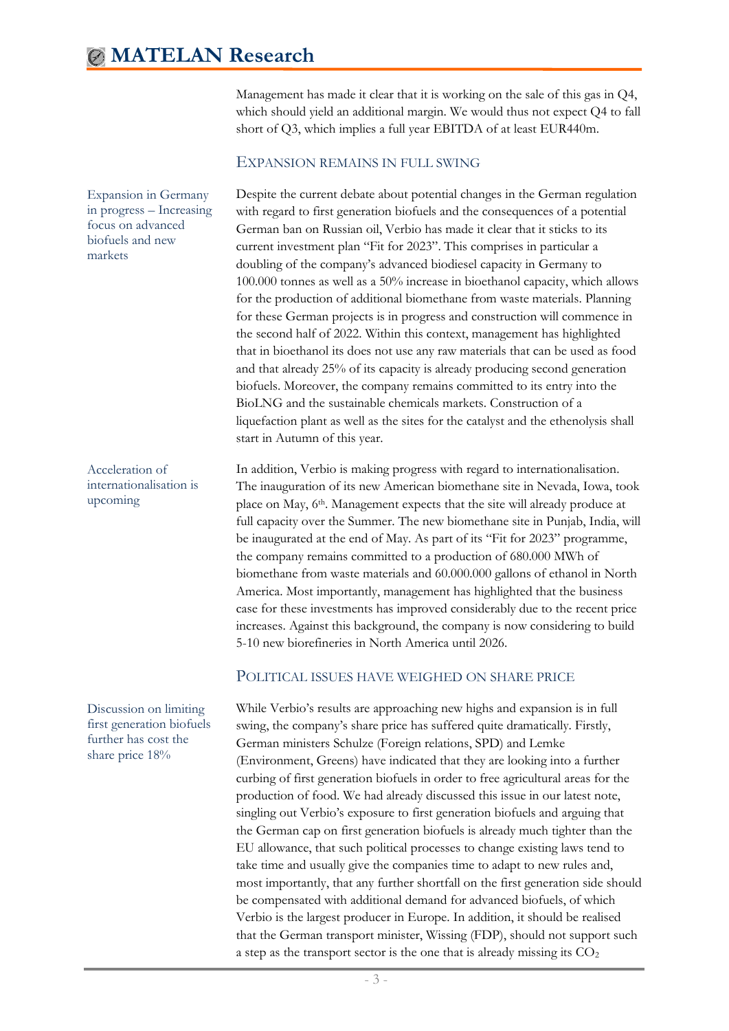Management has made it clear that it is working on the sale of this gas in Q4, which should yield an additional margin. We would thus not expect Q4 to fall short of Q3, which implies a full year EBITDA of at least EUR440m.

## Expansion remains in full swing

*Expansion in Germany in progress – Increasing focus on advanced biofuels and new markets*

Despite the current debate about potential changes in the German regulation with regard to first generation biofuels and the consequences of a potential German ban on Russian oil, Verbio has made it clear that it sticks to its current investment plan "Fit for 2023". This comprises in particular a doubling of the company's advanced biodiesel capacity in Germany to 100.000 tonnes as well as a 50% increase in bioethanol capacity, which allows for the production of additional biomethane from waste materials. Planning for these German projects is in progress and construction will commence in the second half of 2022. Within this context, management has highlighted that in bioethanol its does not use any raw materials that can be used as food and that already 25% of its capacity is already producing second generation biofuels. Moreover, the company remains committed to its entry into the BioLNG and the sustainable chemicals markets. Construction of a liquefaction plant as well as the sites for the catalyst and the ethenolysis shall start in Autumn of this year.

*Acceleration of internationalisation is upcoming*

In addition, Verbio is making progress with regard to internationalisation. The inauguration of its new American biomethane site in Nevada, Iowa, took place on May, 6th. Management expects that the site will already produce at full capacity over the Summer. The new biomethane site in Punjab, India, will be inaugurated at the end of May. As part of its "Fit for 2023" programme, the company remains committed to a production of 680.000 MWh of biomethane from waste materials and 60.000.000 gallons of ethanol in North America. Most importantly, management has highlighted that the business case for these investments has improved considerably due to the recent price increases. Against this background, the company is now considering to build 5-10 new biorefineries in North America until 2026.

## Political issues have weighed on share price

*Discussion on limiting first generation biofuels further has cost the share price 18%*

While Verbio's results are approaching new highs and expansion is in full swing, the company's share price has suffered quite dramatically. Firstly, German ministers Schulze (Foreign relations, SPD) and Lemke (Environment, Greens) have indicated that they are looking into a further curbing of first generation biofuels in order to free agricultural areas for the production of food. We had already discussed this issue in our latest note, singling out Verbio's exposure to first generation biofuels and arguing that the German cap on first generation biofuels is already much tighter than the EU allowance, that such political processes to change existing laws tend to take time and usually give the companies time to adapt to new rules and, most importantly, that any further shortfall on the first generation side should be compensated with additional demand for advanced biofuels, of which Verbio is the largest producer in Europe. In addition, it should be realised that the German transport minister, Wissing (FDP), should not support such a step as the transport sector is the one that is already missing its $CO_2$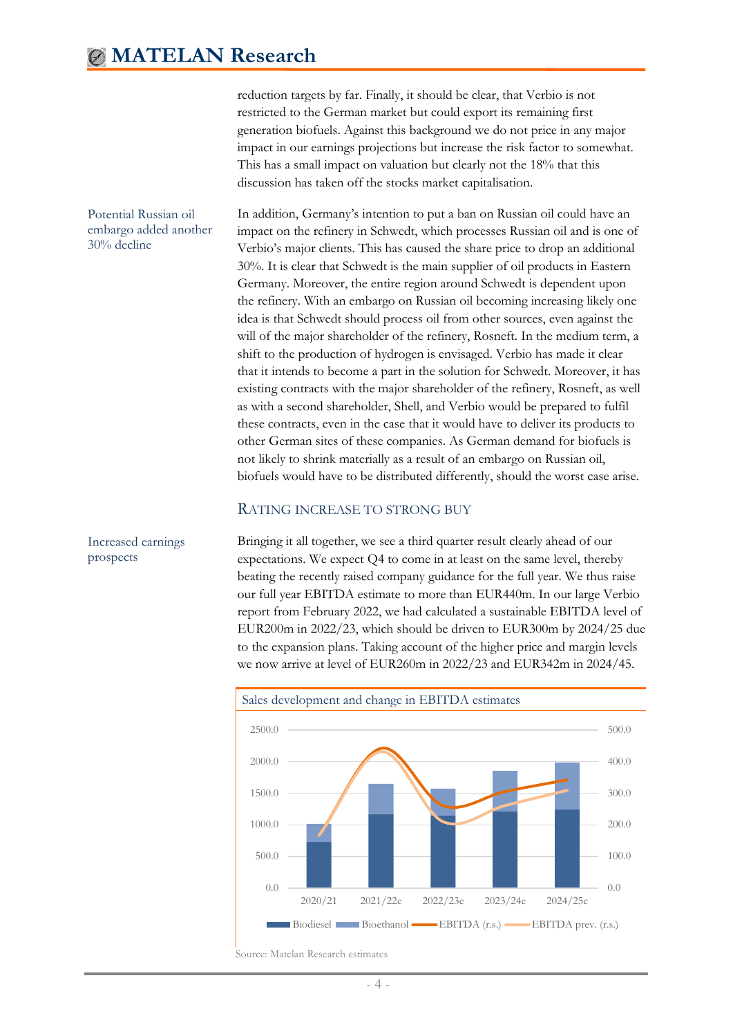reduction targets by far. Finally, it should be clear, that Verbio is not restricted to the German market but could export its remaining first generation biofuels. Against this background we do not price in any major impact in our earnings projections but increase the risk factor to somewhat. This has a small impact on valuation but clearly not the 18% that this discussion has taken off the stocks market capitalisation.

*Potential Russian oil embargo added another 30% decline*

In addition, Germany's intention to put a ban on Russian oil could have an impact on the refinery in Schwedt, which processes Russian oil and is one of Verbio's major clients. This has caused the share price to drop an additional 30%. It is clear that Schwedt is the main supplier of oil products in Eastern Germany. Moreover, the entire region around Schwedt is dependent upon the refinery. With an embargo on Russian oil becoming increasing likely one idea is that Schwedt should process oil from other sources, even against the will of the major shareholder of the refinery, Rosneft. In the medium term, a shift to the production of hydrogen is envisaged. Verbio has made it clear that it intends to become a part in the solution for Schwedt. Moreover, it has existing contracts with the major shareholder of the refinery, Rosneft, as well as with a second shareholder, Shell, and Verbio would be prepared to fulfil these contracts, even in the case that it would have to deliver its products to other German sites of these companies. As German demand for biofuels is not likely to shrink materially as a result of an embargo on Russian oil, biofuels would have to be distributed differently, should the worst case arise.

## Rating increase to strong buy

*Increased earnings prospects*

Bringing it all together, we see a third quarter result clearly ahead of our expectations. We expect Q4 to come in at least on the same level, thereby beating the recently raised company guidance for the full year. We thus raise our full year EBITDA estimate to more than EUR440m. In our large Verbio report from February 2022, we had calculated a sustainable EBITDA level of EUR200m in 2022/23, which should be driven to EUR300m by 2024/25 due to the expansion plans. Taking account of the higher price and margin levels we now arrive at level of EUR260m in 2022/23 and EUR342m in 2024/45.

Sales development and change in EBITDA estimates

Source: Matelan Research estimates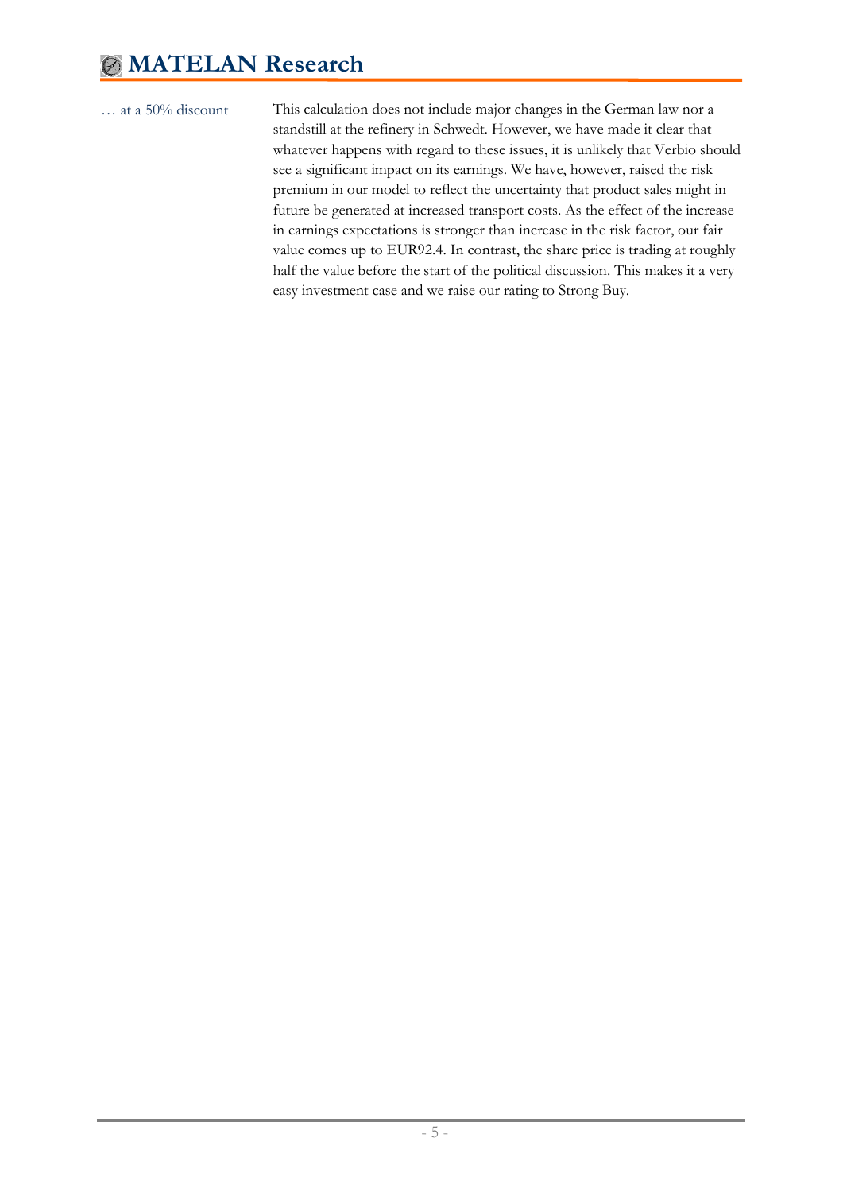… at a 50% discount

This calculation does not include major changes in the German law nor a standstill at the refinery in Schwedt. However, we have made it clear that whatever happens with regard to these issues, it is unlikely that Verbio should see a significant impact on its earnings. We have, however, raised the risk premium in our model to reflect the uncertainty that product sales might in future be generated at increased transport costs. As the effect of the increase in earnings expectations is stronger than increase in the risk factor, our fair value comes up to EUR92.4. In contrast, the share price is trading at roughly half the value before the start of the political discussion. This makes it a very easy investment case and we raise our rating to Strong Buy.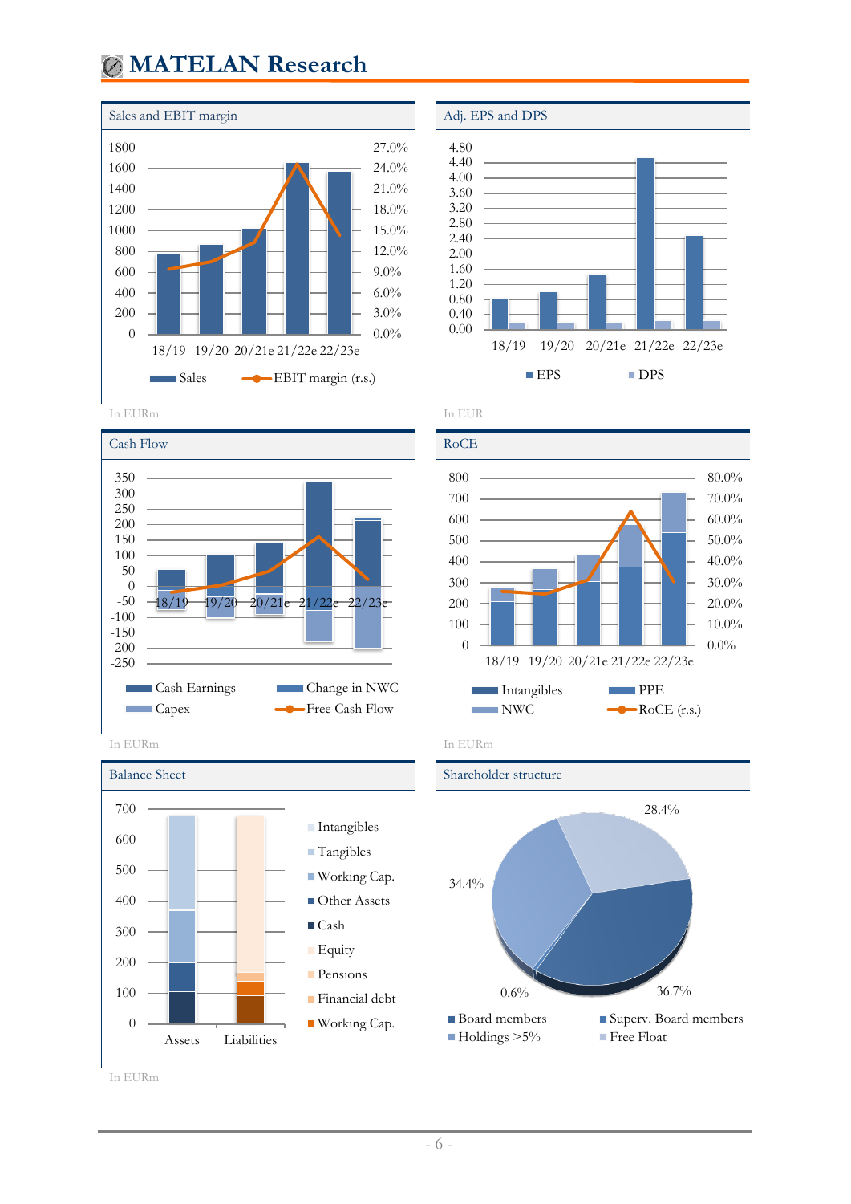## Sales and EBIT margin

| | 18/19 | 19/20 | 20/21e | 21/22e | 22/23e |
|---|---|---|---|---|---|

Sales — EBIT margin (r.s.)

In EURm

## Adj. EPS and DPS

EPS — DPS

In EUR

## Cash Flow

Cash Earnings — Change in NWC — Capex — Free Cash Flow

In EURm

## RoCE

Intangibles — PPE — NWC — RoCE (r.s.)

In EURm

## Balance Sheet

Assets — Liabilities

Intangibles, Tangibles, Working Cap., Other Assets, Cash, Equity, Pensions, Financial debt, Working Cap.

In EURm

## Shareholder structure

28.4%, 34.4%, 0.6%, 36.7%

Board members — Superv. Board members — Holdings >5% — Free Float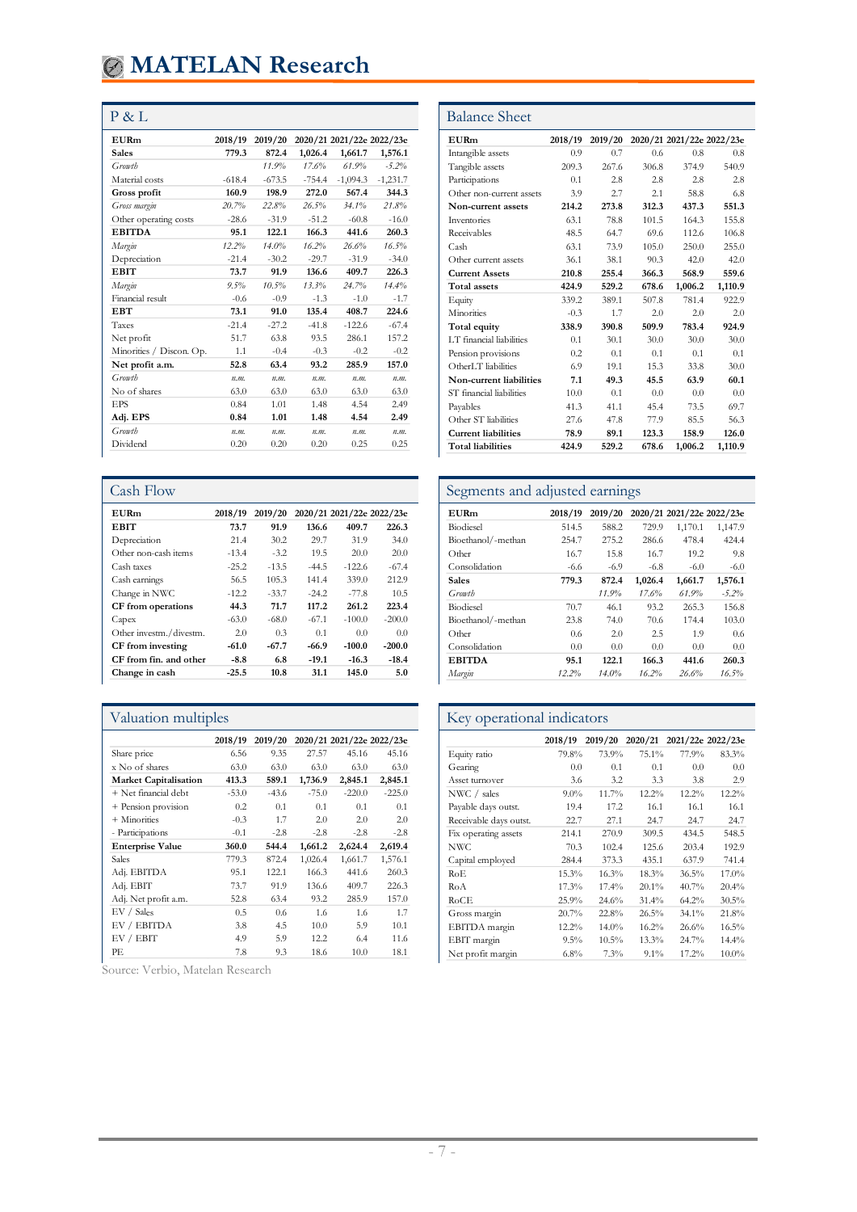# MATELAN Research

## P & L

| EURm | 2018/19 | 2019/20 | 2020/21 | 2021/22e | 2022/23e |
|---|---|---|---|---|---|
| **Sales** | **779.3** | **872.4** | **1,026.4** | **1,661.7** | **1,576.1** |
| *Growth* | | *11.9%* | *17.6%* | *61.9%* | *-5.2%* |
| Material costs | -618.4 | -673.5 | -754.4 | -1,094.3 | -1,231.7 |
| **Gross profit** | **160.9** | **198.9** | **272.0** | **567.4** | **344.3** |
| *Gross margin* | *20.7%* | *22.8%* | *26.5%* | *34.1%* | *21.8%* |
| Other operating costs | -28.6 | -31.9 | -51.2 | -60.8 | -16.0 |
| **EBITDA** | **95.1** | **122.1** | **166.3** | **441.6** | **260.3** |
| *Margin* | *12.2%* | *14.0%* | *16.2%* | *26.6%* | *16.5%* |
| Depreciation | -21.4 | -30.2 | -29.7 | -31.9 | -34.0 |
| **EBIT** | **73.7** | **91.9** | **136.6** | **409.7** | **226.3** |
| *Margin* | *9.5%* | *10.5%* | *13.3%* | *24.7%* | *14.4%* |
| Financial result | -0.6 | -0.9 | -1.3 | -1.0 | -1.7 |
| **EBT** | **73.1** | **91.0** | **135.4** | **408.7** | **224.6** |
| Taxes | -21.4 | -27.2 | -41.8 | -122.6 | -67.4 |
| Net profit | 51.7 | 63.8 | 93.5 | 286.1 | 157.2 |
| Minorities / Discon. Op. | 1.1 | -0.4 | -0.3 | -0.2 | -0.2 |
| **Net profit a.m.** | **52.8** | **63.4** | **93.2** | **285.9** | **157.0** |
| *Growth* | *n.m.* | *n.m.* | *n.m.* | *n.m.* | *n.m.* |
| No of shares | 63.0 | 63.0 | 63.0 | 63.0 | 63.0 |
| EPS | 0.84 | 1.01 | 1.48 | 4.54 | 2.49 |
| **Adj. EPS** | **0.84** | **1.01** | **1.48** | **4.54** | **2.49** |
| *Growth* | *n.m.* | *n.m.* | *n.m.* | *n.m.* | *n.m.* |
| Dividend | 0.20 | 0.20 | 0.20 | 0.25 | 0.25 |

## Balance Sheet

| EURm | 2018/19 | 2019/20 | 2020/21 | 2021/22e | 2022/23e |
|---|---|---|---|---|---|
| Intangible assets | 0.9 | 0.7 | 0.6 | 0.8 | 0.8 |
| Tangible assets | 209.3 | 267.6 | 306.8 | 374.9 | 540.9 |
| Participations | 0.1 | 2.8 | 2.8 | 2.8 | 2.8 |
| Other non-current assets | 3.9 | 2.7 | 2.1 | 58.8 | 6.8 |
| **Non-current assets** | **214.2** | **273.8** | **312.3** | **437.3** | **551.3** |
| Inventories | 63.1 | 78.8 | 101.5 | 164.3 | 155.8 |
| Receivables | 48.5 | 64.7 | 69.6 | 112.6 | 106.8 |
| Cash | 63.1 | 73.9 | 105.0 | 250.0 | 255.0 |
| Other current assets | 36.1 | 38.1 | 90.3 | 42.0 | 42.0 |
| **Current Assets** | **210.8** | **255.4** | **366.3** | **568.9** | **559.6** |
| **Total assets** | **424.9** | **529.2** | **678.6** | **1,006.2** | **1,110.9** |
| Equity | 339.2 | 389.1 | 507.8 | 781.4 | 922.9 |
| Minorities | -0.3 | 1.7 | 2.0 | 2.0 | 2.0 |
| **Total equity** | **338.9** | **390.8** | **509.9** | **783.4** | **924.9** |
| LT financial liabilities | 0.1 | 30.1 | 30.0 | 30.0 | 30.0 |
| Pension provisions | 0.2 | 0.1 | 0.1 | 0.1 | 0.1 |
| OtherLT liabilities | 6.9 | 19.1 | 15.3 | 33.8 | 30.0 |
| **Non-current liabilities** | **7.1** | **49.3** | **45.5** | **63.9** | **60.1** |
| ST financial liabilities | 10.0 | 0.1 | 0.0 | 0.0 | 0.0 |
| Payables | 41.3 | 41.1 | 45.4 | 73.5 | 69.7 |
| Other ST liabilities | 27.6 | 47.8 | 77.9 | 85.5 | 56.3 |
| **Current liabilities** | **78.9** | **89.1** | **123.3** | **158.9** | **126.0** |
| **Total liabilities** | **424.9** | **529.2** | **678.6** | **1,006.2** | **1,110.9** |

## Cash Flow

| EURm | 2018/19 | 2019/20 | 2020/21 | 2021/22e | 2022/23e |
|---|---|---|---|---|---|
| **EBIT** | **73.7** | **91.9** | **136.6** | **409.7** | **226.3** |
| Depreciation | 21.4 | 30.2 | 29.7 | 31.9 | 34.0 |
| Other non-cash items | -13.4 | -3.2 | 19.5 | 20.0 | 20.0 |
| Cash taxes | -25.2 | -13.5 | -44.5 | -122.6 | -67.4 |
| Cash earnings | 56.5 | 105.3 | 141.4 | 339.0 | 212.9 |
| Change in NWC | -12.2 | -33.7 | -24.2 | -77.8 | 10.5 |
| **CF from operations** | **44.3** | **71.7** | **117.2** | **261.2** | **223.4** |
| Capex | -63.0 | -68.0 | -67.1 | -100.0 | -200.0 |
| Other investm./divestm. | 2.0 | 0.3 | 0.1 | 0.0 | 0.0 |
| **CF from investing** | **-61.0** | **-67.7** | **-66.9** | **-100.0** | **-200.0** |
| **CF from fin. and other** | **-8.8** | **6.8** | **-19.1** | **-16.3** | **-18.4** |
| **Change in cash** | **-25.5** | **10.8** | **31.1** | **145.0** | **5.0** |

## Segments and adjusted earnings

| EURm | 2018/19 | 2019/20 | 2020/21 | 2021/22e | 2022/23e |
|---|---|---|---|---|---|
| Biodiesel | 514.5 | 588.2 | 729.9 | 1,170.1 | 1,147.9 |
| Bioethanol/-methan | 254.7 | 275.2 | 286.6 | 478.4 | 424.4 |
| Other | 16.7 | 15.8 | 16.7 | 19.2 | 9.8 |
| Consolidation | -6.6 | -6.9 | -6.8 | -6.0 | -6.0 |
| **Sales** | **779.3** | **872.4** | **1,026.4** | **1,661.7** | **1,576.1** |
| *Growth* | | *11.9%* | *17.6%* | *61.9%* | *-5.2%* |
| Biodiesel | 70.7 | 46.1 | 93.2 | 265.3 | 156.8 |
| Bioethanol/-methan | 23.8 | 74.0 | 70.6 | 174.4 | 103.0 |
| Other | 0.6 | 2.0 | 2.5 | 1.9 | 0.6 |
| Consolidation | 0.0 | 0.0 | 0.0 | 0.0 | 0.0 |
| **EBITDA** | **95.1** | **122.1** | **166.3** | **441.6** | **260.3** |
| *Margin* | *12.2%* | *14.0%* | *16.2%* | *26.6%* | *16.5%* |

## Valuation multiples

| | 2018/19 | 2019/20 | 2020/21 | 2021/22e | 2022/23e |
|---|---|---|---|---|---|
| Share price | 6.56 | 9.35 | 27.57 | 45.16 | 45.16 |
| x No of shares | 63.0 | 63.0 | 63.0 | 63.0 | 63.0 |
| **Market Capitalisation** | **413.3** | **589.1** | **1,736.9** | **2,845.1** | **2,845.1** |
| + Net financial debt | -53.0 | -43.6 | -75.0 | -220.0 | -225.0 |
| + Pension provision | 0.2 | 0.1 | 0.1 | 0.1 | 0.1 |
| + Minorities | -0.3 | 1.7 | 2.0 | 2.0 | 2.0 |
| - Participations | -0.1 | -2.8 | -2.8 | -2.8 | -2.8 |
| **Enterprise Value** | **360.0** | **544.4** | **1,661.2** | **2,624.4** | **2,619.4** |
| Sales | 779.3 | 872.4 | 1,026.4 | 1,661.7 | 1,576.1 |
| Adj. EBITDA | 95.1 | 122.1 | 166.3 | 441.6 | 260.3 |
| Adj. EBIT | 73.7 | 91.9 | 136.6 | 409.7 | 226.3 |
| Adj. Net profit a.m. | 52.8 | 63.4 | 93.2 | 285.9 | 157.0 |
| EV / Sales | 0.5 | 0.6 | 1.6 | 1.6 | 1.7 |
| EV / EBITDA | 3.8 | 4.5 | 10.0 | 5.9 | 10.1 |
| EV / EBIT | 4.9 | 5.9 | 12.2 | 6.4 | 11.6 |
| PE | 7.8 | 9.3 | 18.6 | 10.0 | 18.1 |

## Key operational indicators

| | 2018/19 | 2019/20 | 2020/21 | 2021/22e | 2022/23e |
|---|---|---|---|---|---|
| Equity ratio | 79.8% | 73.9% | 75.1% | 77.9% | 83.3% |
| Gearing | 0.0 | 0.1 | 0.1 | 0.0 | 0.0 |
| Asset turnover | 3.6 | 3.2 | 3.3 | 3.8 | 2.9 |
| NWC / sales | 9.0% | 11.7% | 12.2% | 12.2% | 12.2% |
| Payable days outst. | 19.4 | 17.2 | 16.1 | 16.1 | 16.1 |
| Receivable days outst. | 22.7 | 27.1 | 24.7 | 24.7 | 24.7 |
| Fix operating assets | 214.1 | 270.9 | 309.5 | 434.5 | 548.5 |
| NWC | 70.3 | 102.4 | 125.6 | 203.4 | 192.9 |
| Capital employed | 284.4 | 373.3 | 435.1 | 637.9 | 741.4 |
| RoE | 15.3% | 16.3% | 18.3% | 36.5% | 17.0% |
| RoA | 17.3% | 17.4% | 20.1% | 40.7% | 20.4% |
| RoCE | 25.9% | 24.6% | 31.4% | 64.2% | 30.5% |
| Gross margin | 20.7% | 22.8% | 26.5% | 34.1% | 21.8% |
| EBITDA margin | 12.2% | 14.0% | 16.2% | 26.6% | 16.5% |
| EBIT margin | 9.5% | 10.5% | 13.3% | 24.7% | 14.4% |
| Net profit margin | 6.8% | 7.3% | 9.1% | 17.2% | 10.0% |

Source: Verbio, Matelan Research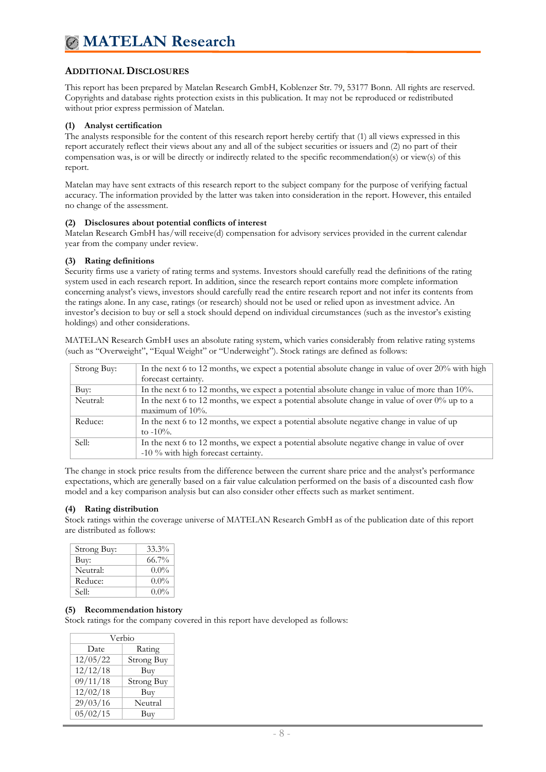## Additional Disclosures

This report has been prepared by Matelan Research GmbH, Koblenzer Str. 79, 53177 Bonn. All rights are reserved. Copyrights and database rights protection exists in this publication. It may not be reproduced or redistributed without prior express permission of Matelan.

### (1) Analyst certification

The analysts responsible for the content of this research report hereby certify that (1) all views expressed in this report accurately reflect their views about any and all of the subject securities or issuers and (2) no part of their compensation was, is or will be directly or indirectly related to the specific recommendation(s) or view(s) of this report.

Matelan may have sent extracts of this research report to the subject company for the purpose of verifying factual accuracy. The information provided by the latter was taken into consideration in the report. However, this entailed no change of the assessment.

### (2) Disclosures about potential conflicts of interest

Matelan Research GmbH has/will receive(d) compensation for advisory services provided in the current calendar year from the company under review.

### (3) Rating definitions

Security firms use a variety of rating terms and systems. Investors should carefully read the definitions of the rating system used in each research report. In addition, since the research report contains more complete information concerning analyst's views, investors should carefully read the entire research report and not infer its contents from the ratings alone. In any case, ratings (or research) should not be used or relied upon as investment advice. An investor's decision to buy or sell a stock should depend on individual circumstances (such as the investor's existing holdings) and other considerations.

MATELAN Research GmbH uses an absolute rating system, which varies considerably from relative rating systems (such as "Overweight", "Equal Weight" or "Underweight"). Stock ratings are defined as follows:

| | |
|---|---|
| Strong Buy: | In the next 6 to 12 months, we expect a potential absolute change in value of over 20% with high forecast certainty. |
| Buy: | In the next 6 to 12 months, we expect a potential absolute change in value of more than 10%. |
| Neutral: | In the next 6 to 12 months, we expect a potential absolute change in value of over 0% up to a maximum of 10%. |
| Reduce: | In the next 6 to 12 months, we expect a potential absolute negative change in value of up to -10%. |
| Sell: | In the next 6 to 12 months, we expect a potential absolute negative change in value of over -10 % with high forecast certainty. |

The change in stock price results from the difference between the current share price and the analyst's performance expectations, which are generally based on a fair value calculation performed on the basis of a discounted cash flow model and a key comparison analysis but can also consider other effects such as market sentiment.

### (4) Rating distribution

Stock ratings within the coverage universe of MATELAN Research GmbH as of the publication date of this report are distributed as follows:

| | |
|---|---|
| Strong Buy: | 33.3% |
| Buy: | 66.7% |
| Neutral: | 0.0% |
| Reduce: | 0.0% |
| Sell: | 0.0% |

### (5) Recommendation history

Stock ratings for the company covered in this report have developed as follows:

| Verbio | |
|---|---|
| Date | Rating |
| 12/05/22 | Strong Buy |
| 12/12/18 | Buy |
| 09/11/18 | Strong Buy |
| 12/02/18 | Buy |
| 29/03/16 | Neutral |
| 05/02/15 | Buy |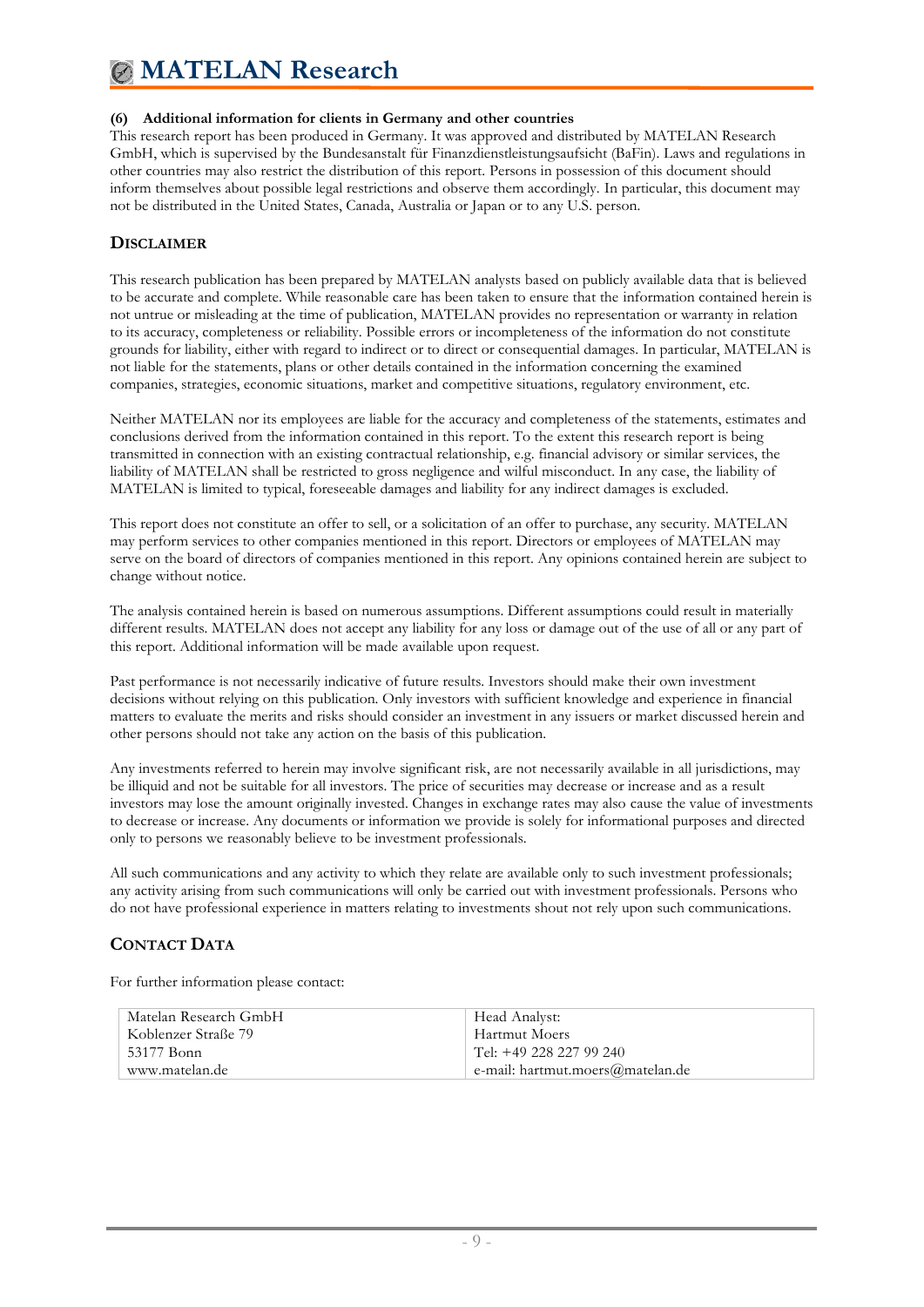**(6) Additional information for clients in Germany and other countries**

This research report has been produced in Germany. It was approved and distributed by MATELAN Research GmbH, which is supervised by the Bundesanstalt für Finanzdienstleistungsaufsicht (BaFin). Laws and regulations in other countries may also restrict the distribution of this report. Persons in possession of this document should inform themselves about possible legal restrictions and observe them accordingly. In particular, this document may not be distributed in the United States, Canada, Australia or Japan or to any U.S. person.

## DISCLAIMER

This research publication has been prepared by MATELAN analysts based on publicly available data that is believed to be accurate and complete. While reasonable care has been taken to ensure that the information contained herein is not untrue or misleading at the time of publication, MATELAN provides no representation or warranty in relation to its accuracy, completeness or reliability. Possible errors or incompleteness of the information do not constitute grounds for liability, either with regard to indirect or to direct or consequential damages. In particular, MATELAN is not liable for the statements, plans or other details contained in the information concerning the examined companies, strategies, economic situations, market and competitive situations, regulatory environment, etc.

Neither MATELAN nor its employees are liable for the accuracy and completeness of the statements, estimates and conclusions derived from the information contained in this report. To the extent this research report is being transmitted in connection with an existing contractual relationship, e.g. financial advisory or similar services, the liability of MATELAN shall be restricted to gross negligence and wilful misconduct. In any case, the liability of MATELAN is limited to typical, foreseeable damages and liability for any indirect damages is excluded.

This report does not constitute an offer to sell, or a solicitation of an offer to purchase, any security. MATELAN may perform services to other companies mentioned in this report. Directors or employees of MATELAN may serve on the board of directors of companies mentioned in this report. Any opinions contained herein are subject to change without notice.

The analysis contained herein is based on numerous assumptions. Different assumptions could result in materially different results. MATELAN does not accept any liability for any loss or damage out of the use of all or any part of this report. Additional information will be made available upon request.

Past performance is not necessarily indicative of future results. Investors should make their own investment decisions without relying on this publication. Only investors with sufficient knowledge and experience in financial matters to evaluate the merits and risks should consider an investment in any issuers or market discussed herein and other persons should not take any action on the basis of this publication.

Any investments referred to herein may involve significant risk, are not necessarily available in all jurisdictions, may be illiquid and not be suitable for all investors. The price of securities may decrease or increase and as a result investors may lose the amount originally invested. Changes in exchange rates may also cause the value of investments to decrease or increase. Any documents or information we provide is solely for informational purposes and directed only to persons we reasonably believe to be investment professionals.

All such communications and any activity to which they relate are available only to such investment professionals; any activity arising from such communications will only be carried out with investment professionals. Persons who do not have professional experience in matters relating to investments shout not rely upon such communications.

## CONTACT DATA

For further information please contact:

| | |
|---|---|
| Matelan Research GmbH | Head Analyst: |
| Koblenzer Straße 79 | Hartmut Moers |
| 53177 Bonn | Tel: +49 228 227 99 240 |
| www.matelan.de | e-mail: hartmut.moers@matelan.de |